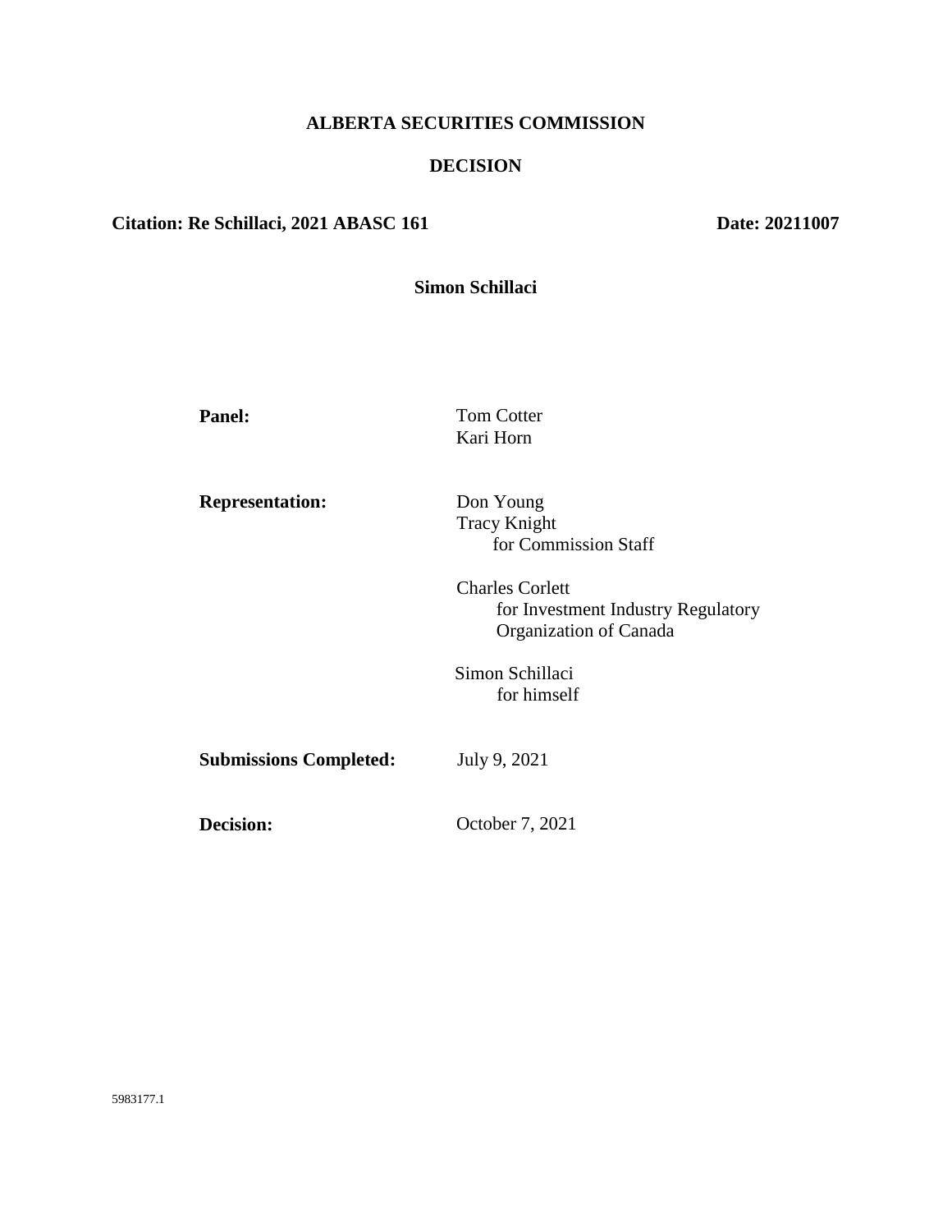**ALBERTA SECURITIES COMMISSION**

**DECISION**

**Citation: Re Schillaci, 2021 ABASC 161** **Date: 20211007**

**Simon Schillaci**

**Panel:** Tom Cotter
Kari Horn

**Representation:** Don Young
Tracy Knight
for Commission Staff

Charles Corlett
for Investment Industry Regulatory Organization of Canada

Simon Schillaci
for himself

**Submissions Completed:** July 9, 2021

**Decision:** October 7, 2021

5983177.1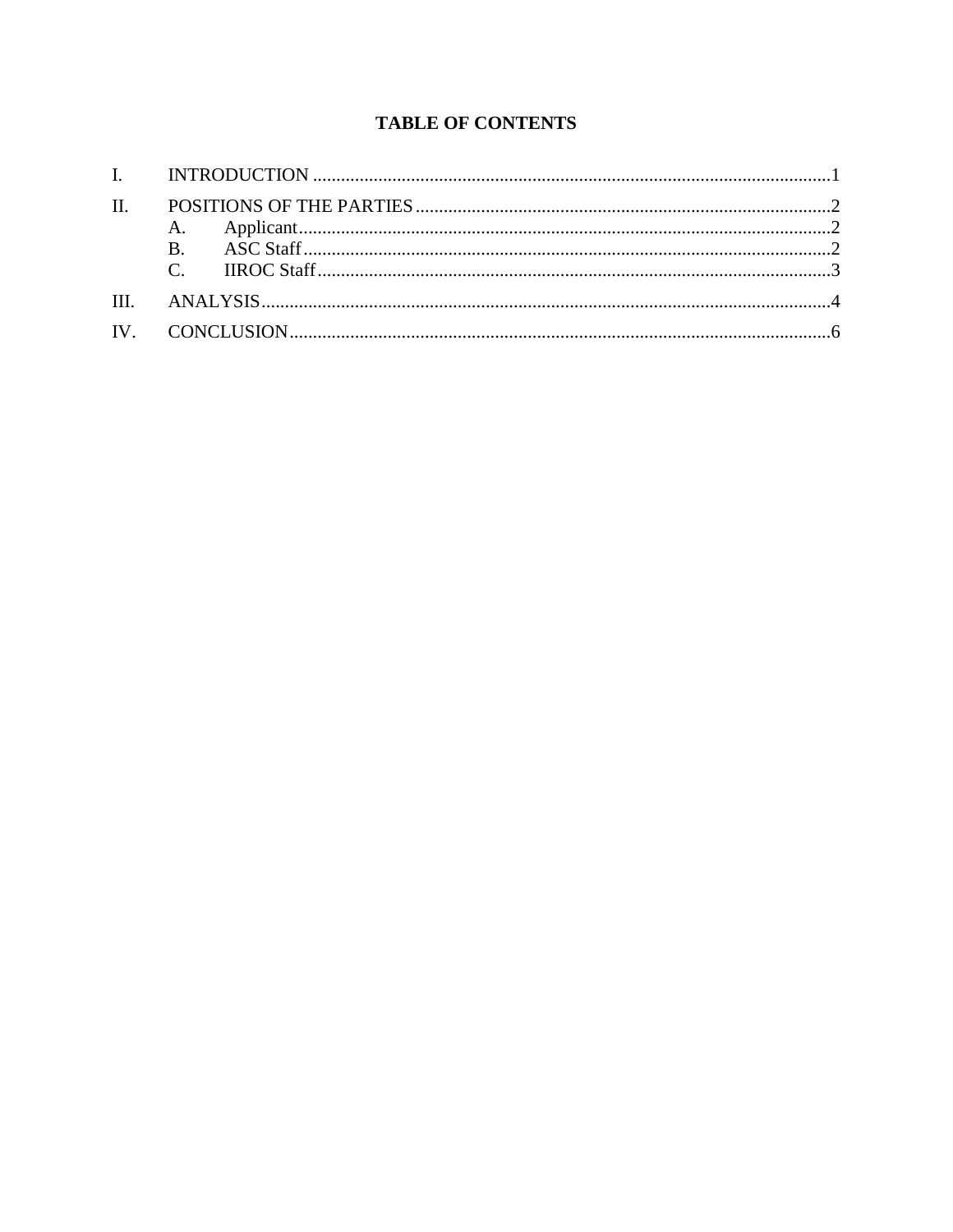# TABLE OF CONTENTS

I. INTRODUCTION .......... 1

II. POSITIONS OF THE PARTIES .......... 2
- A. Applicant .......... 2
- B. ASC Staff .......... 2
- C. IIROC Staff .......... 3

III. ANALYSIS .......... 4

IV. CONCLUSION .......... 6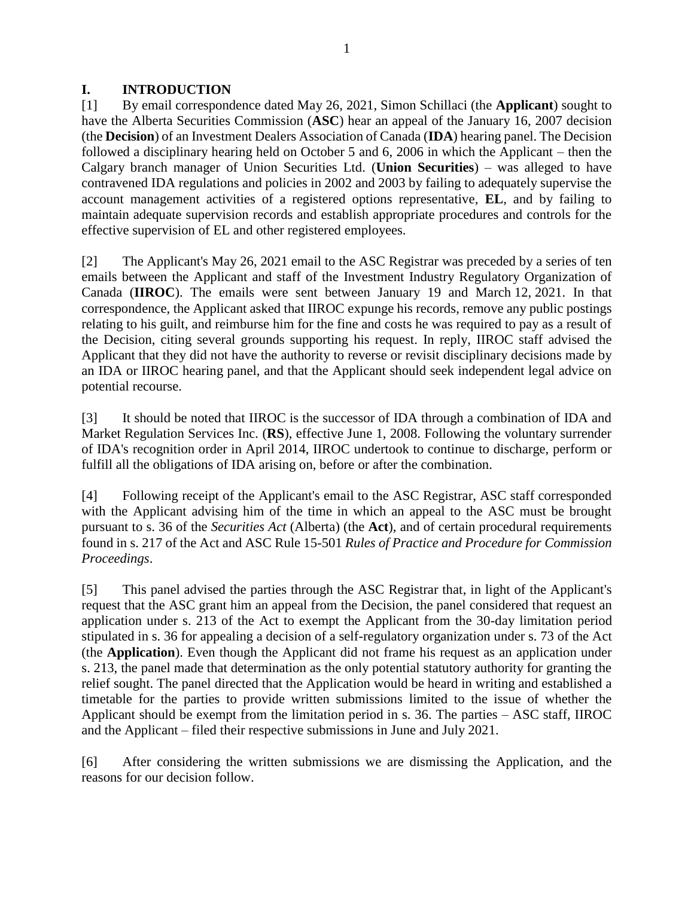## I. INTRODUCTION

[1] By email correspondence dated May 26, 2021, Simon Schillaci (the **Applicant**) sought to have the Alberta Securities Commission (**ASC**) hear an appeal of the January 16, 2007 decision (the **Decision**) of an Investment Dealers Association of Canada (**IDA**) hearing panel. The Decision followed a disciplinary hearing held on October 5 and 6, 2006 in which the Applicant – then the Calgary branch manager of Union Securities Ltd. (**Union Securities**) – was alleged to have contravened IDA regulations and policies in 2002 and 2003 by failing to adequately supervise the account management activities of a registered options representative, **EL**, and by failing to maintain adequate supervision records and establish appropriate procedures and controls for the effective supervision of EL and other registered employees.

[2] The Applicant's May 26, 2021 email to the ASC Registrar was preceded by a series of ten emails between the Applicant and staff of the Investment Industry Regulatory Organization of Canada (**IIROC**). The emails were sent between January 19 and March 12, 2021. In that correspondence, the Applicant asked that IIROC expunge his records, remove any public postings relating to his guilt, and reimburse him for the fine and costs he was required to pay as a result of the Decision, citing several grounds supporting his request. In reply, IIROC staff advised the Applicant that they did not have the authority to reverse or revisit disciplinary decisions made by an IDA or IIROC hearing panel, and that the Applicant should seek independent legal advice on potential recourse.

[3] It should be noted that IIROC is the successor of IDA through a combination of IDA and Market Regulation Services Inc. (**RS**), effective June 1, 2008. Following the voluntary surrender of IDA's recognition order in April 2014, IIROC undertook to continue to discharge, perform or fulfill all the obligations of IDA arising on, before or after the combination.

[4] Following receipt of the Applicant's email to the ASC Registrar, ASC staff corresponded with the Applicant advising him of the time in which an appeal to the ASC must be brought pursuant to s. 36 of the *Securities Act* (Alberta) (the **Act**), and of certain procedural requirements found in s. 217 of the Act and ASC Rule 15-501 *Rules of Practice and Procedure for Commission Proceedings*.

[5] This panel advised the parties through the ASC Registrar that, in light of the Applicant's request that the ASC grant him an appeal from the Decision, the panel considered that request an application under s. 213 of the Act to exempt the Applicant from the 30-day limitation period stipulated in s. 36 for appealing a decision of a self-regulatory organization under s. 73 of the Act (the **Application**). Even though the Applicant did not frame his request as an application under s. 213, the panel made that determination as the only potential statutory authority for granting the relief sought. The panel directed that the Application would be heard in writing and established a timetable for the parties to provide written submissions limited to the issue of whether the Applicant should be exempt from the limitation period in s. 36. The parties – ASC staff, IIROC and the Applicant – filed their respective submissions in June and July 2021.

[6] After considering the written submissions we are dismissing the Application, and the reasons for our decision follow.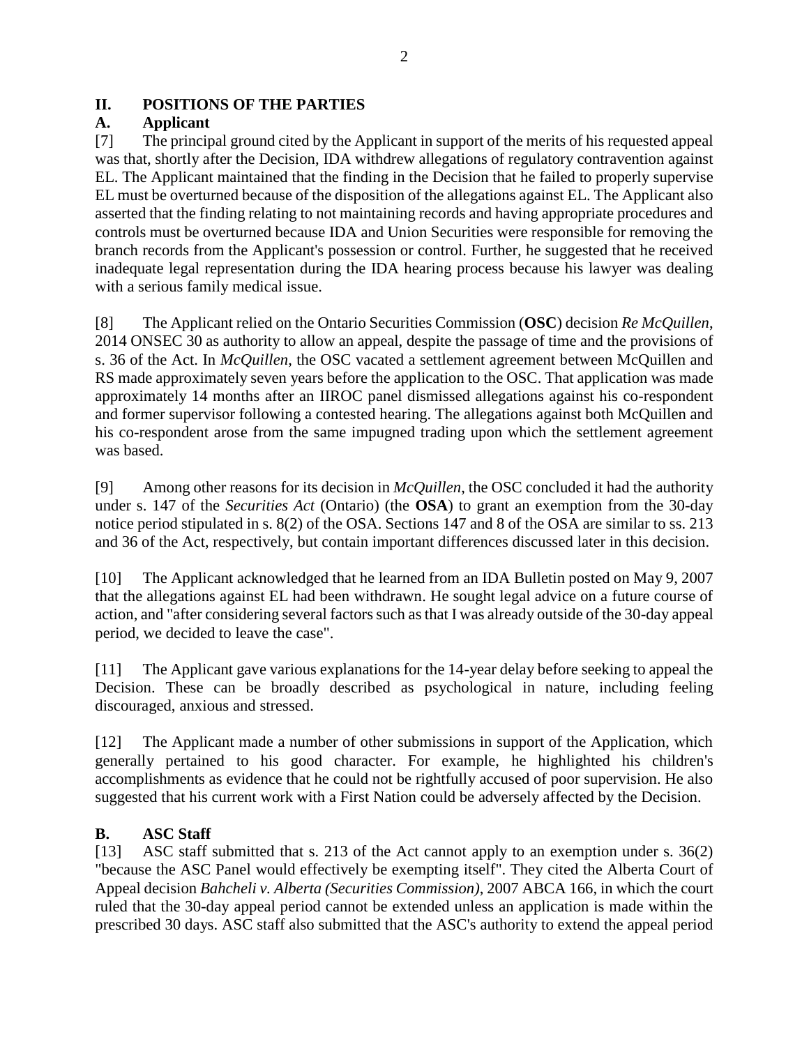## II. POSITIONS OF THE PARTIES

### A. Applicant

[7] The principal ground cited by the Applicant in support of the merits of his requested appeal was that, shortly after the Decision, IDA withdrew allegations of regulatory contravention against EL. The Applicant maintained that the finding in the Decision that he failed to properly supervise EL must be overturned because of the disposition of the allegations against EL. The Applicant also asserted that the finding relating to not maintaining records and having appropriate procedures and controls must be overturned because IDA and Union Securities were responsible for removing the branch records from the Applicant's possession or control. Further, he suggested that he received inadequate legal representation during the IDA hearing process because his lawyer was dealing with a serious family medical issue.

[8] The Applicant relied on the Ontario Securities Commission (**OSC**) decision *Re McQuillen*, 2014 ONSEC 30 as authority to allow an appeal, despite the passage of time and the provisions of s. 36 of the Act. In *McQuillen*, the OSC vacated a settlement agreement between McQuillen and RS made approximately seven years before the application to the OSC. That application was made approximately 14 months after an IIROC panel dismissed allegations against his co-respondent and former supervisor following a contested hearing. The allegations against both McQuillen and his co-respondent arose from the same impugned trading upon which the settlement agreement was based.

[9] Among other reasons for its decision in *McQuillen*, the OSC concluded it had the authority under s. 147 of the *Securities Act* (Ontario) (the **OSA**) to grant an exemption from the 30-day notice period stipulated in s. 8(2) of the OSA. Sections 147 and 8 of the OSA are similar to ss. 213 and 36 of the Act, respectively, but contain important differences discussed later in this decision.

[10] The Applicant acknowledged that he learned from an IDA Bulletin posted on May 9, 2007 that the allegations against EL had been withdrawn. He sought legal advice on a future course of action, and "after considering several factors such as that I was already outside of the 30-day appeal period, we decided to leave the case".

[11] The Applicant gave various explanations for the 14-year delay before seeking to appeal the Decision. These can be broadly described as psychological in nature, including feeling discouraged, anxious and stressed.

[12] The Applicant made a number of other submissions in support of the Application, which generally pertained to his good character. For example, he highlighted his children's accomplishments as evidence that he could not be rightfully accused of poor supervision. He also suggested that his current work with a First Nation could be adversely affected by the Decision.

### B. ASC Staff

[13] ASC staff submitted that s. 213 of the Act cannot apply to an exemption under s. 36(2) "because the ASC Panel would effectively be exempting itself". They cited the Alberta Court of Appeal decision *Bahcheli v. Alberta (Securities Commission)*, 2007 ABCA 166, in which the court ruled that the 30-day appeal period cannot be extended unless an application is made within the prescribed 30 days. ASC staff also submitted that the ASC's authority to extend the appeal period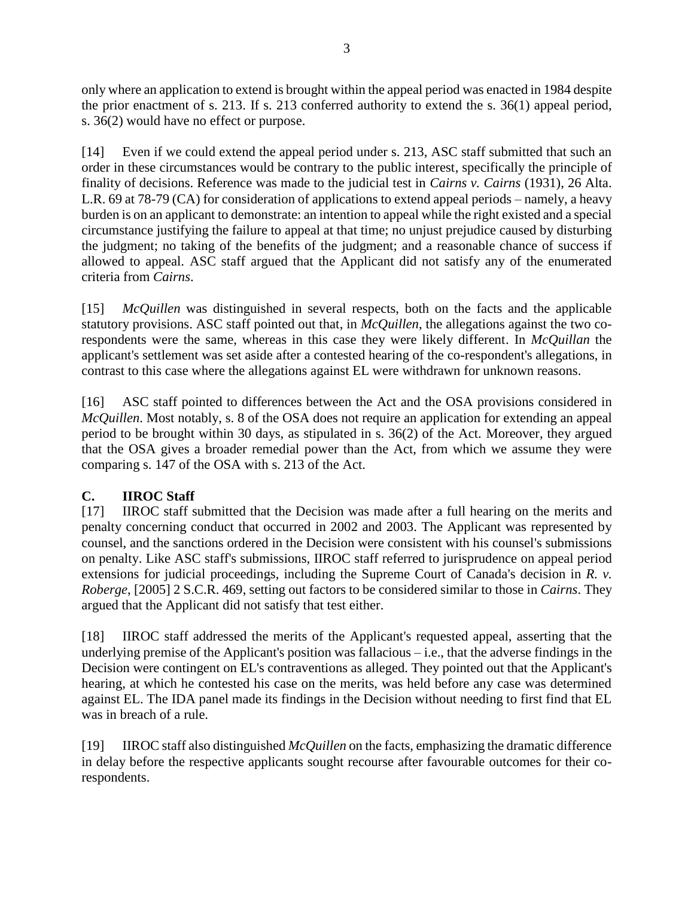only where an application to extend is brought within the appeal period was enacted in 1984 despite the prior enactment of s. 213. If s. 213 conferred authority to extend the s. 36(1) appeal period, s. 36(2) would have no effect or purpose.

[14] Even if we could extend the appeal period under s. 213, ASC staff submitted that such an order in these circumstances would be contrary to the public interest, specifically the principle of finality of decisions. Reference was made to the judicial test in *Cairns v. Cairns* (1931), 26 Alta. L.R. 69 at 78-79 (CA) for consideration of applications to extend appeal periods – namely, a heavy burden is on an applicant to demonstrate: an intention to appeal while the right existed and a special circumstance justifying the failure to appeal at that time; no unjust prejudice caused by disturbing the judgment; no taking of the benefits of the judgment; and a reasonable chance of success if allowed to appeal. ASC staff argued that the Applicant did not satisfy any of the enumerated criteria from *Cairns*.

[15] *McQuillen* was distinguished in several respects, both on the facts and the applicable statutory provisions. ASC staff pointed out that, in *McQuillen*, the allegations against the two co-respondents were the same, whereas in this case they were likely different. In *McQuillan* the applicant's settlement was set aside after a contested hearing of the co-respondent's allegations, in contrast to this case where the allegations against EL were withdrawn for unknown reasons.

[16] ASC staff pointed to differences between the Act and the OSA provisions considered in *McQuillen*. Most notably, s. 8 of the OSA does not require an application for extending an appeal period to be brought within 30 days, as stipulated in s. 36(2) of the Act. Moreover, they argued that the OSA gives a broader remedial power than the Act, from which we assume they were comparing s. 147 of the OSA with s. 213 of the Act.

## C. IIROC Staff

[17] IIROC staff submitted that the Decision was made after a full hearing on the merits and penalty concerning conduct that occurred in 2002 and 2003. The Applicant was represented by counsel, and the sanctions ordered in the Decision were consistent with his counsel's submissions on penalty. Like ASC staff's submissions, IIROC staff referred to jurisprudence on appeal period extensions for judicial proceedings, including the Supreme Court of Canada's decision in *R. v. Roberge*, [2005] 2 S.C.R. 469, setting out factors to be considered similar to those in *Cairns*. They argued that the Applicant did not satisfy that test either.

[18] IIROC staff addressed the merits of the Applicant's requested appeal, asserting that the underlying premise of the Applicant's position was fallacious – i.e., that the adverse findings in the Decision were contingent on EL's contraventions as alleged. They pointed out that the Applicant's hearing, at which he contested his case on the merits, was held before any case was determined against EL. The IDA panel made its findings in the Decision without needing to first find that EL was in breach of a rule.

[19] IIROC staff also distinguished *McQuillen* on the facts, emphasizing the dramatic difference in delay before the respective applicants sought recourse after favourable outcomes for their co-respondents.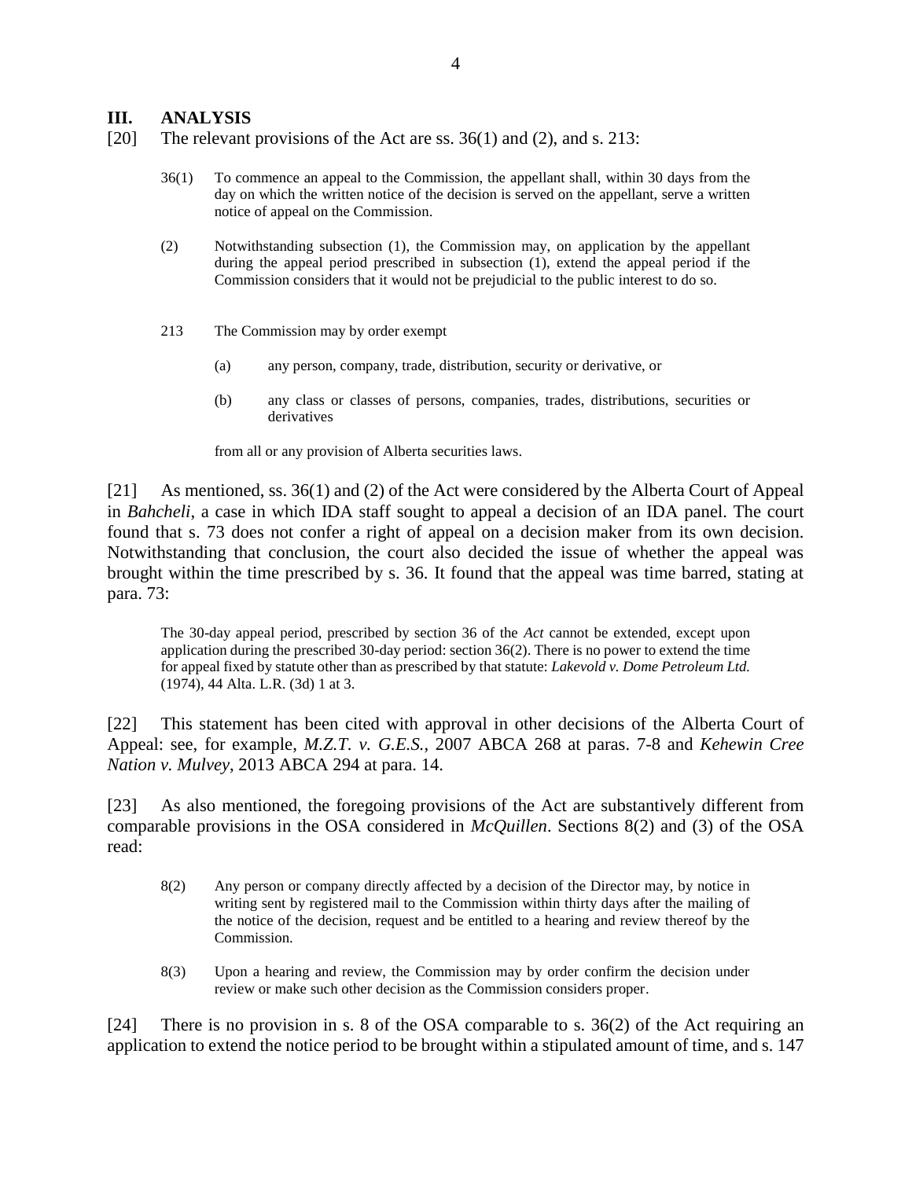## III. ANALYSIS

[20] The relevant provisions of the Act are ss. 36(1) and (2), and s. 213:

> 36(1) To commence an appeal to the Commission, the appellant shall, within 30 days from the day on which the written notice of the decision is served on the appellant, serve a written notice of appeal on the Commission.
>
> (2) Notwithstanding subsection (1), the Commission may, on application by the appellant during the appeal period prescribed in subsection (1), extend the appeal period if the Commission considers that it would not be prejudicial to the public interest to do so.
>
> 213 The Commission may by order exempt
>
> (a) any person, company, trade, distribution, security or derivative, or
>
> (b) any class or classes of persons, companies, trades, distributions, securities or derivatives
>
> from all or any provision of Alberta securities laws.

[21] As mentioned, ss. 36(1) and (2) of the Act were considered by the Alberta Court of Appeal in *Bahcheli*, a case in which IDA staff sought to appeal a decision of an IDA panel. The court found that s. 73 does not confer a right of appeal on a decision maker from its own decision. Notwithstanding that conclusion, the court also decided the issue of whether the appeal was brought within the time prescribed by s. 36. It found that the appeal was time barred, stating at para. 73:

> The 30-day appeal period, prescribed by section 36 of the *Act* cannot be extended, except upon application during the prescribed 30-day period: section 36(2). There is no power to extend the time for appeal fixed by statute other than as prescribed by that statute: *Lakevold v. Dome Petroleum Ltd.* (1974), 44 Alta. L.R. (3d) 1 at 3.

[22] This statement has been cited with approval in other decisions of the Alberta Court of Appeal: see, for example, *M.Z.T. v. G.E.S.*, 2007 ABCA 268 at paras. 7-8 and *Kehewin Cree Nation v. Mulvey*, 2013 ABCA 294 at para. 14.

[23] As also mentioned, the foregoing provisions of the Act are substantively different from comparable provisions in the OSA considered in *McQuillen*. Sections 8(2) and (3) of the OSA read:

> 8(2) Any person or company directly affected by a decision of the Director may, by notice in writing sent by registered mail to the Commission within thirty days after the mailing of the notice of the decision, request and be entitled to a hearing and review thereof by the Commission.
>
> 8(3) Upon a hearing and review, the Commission may by order confirm the decision under review or make such other decision as the Commission considers proper.

[24] There is no provision in s. 8 of the OSA comparable to s. 36(2) of the Act requiring an application to extend the notice period to be brought within a stipulated amount of time, and s. 147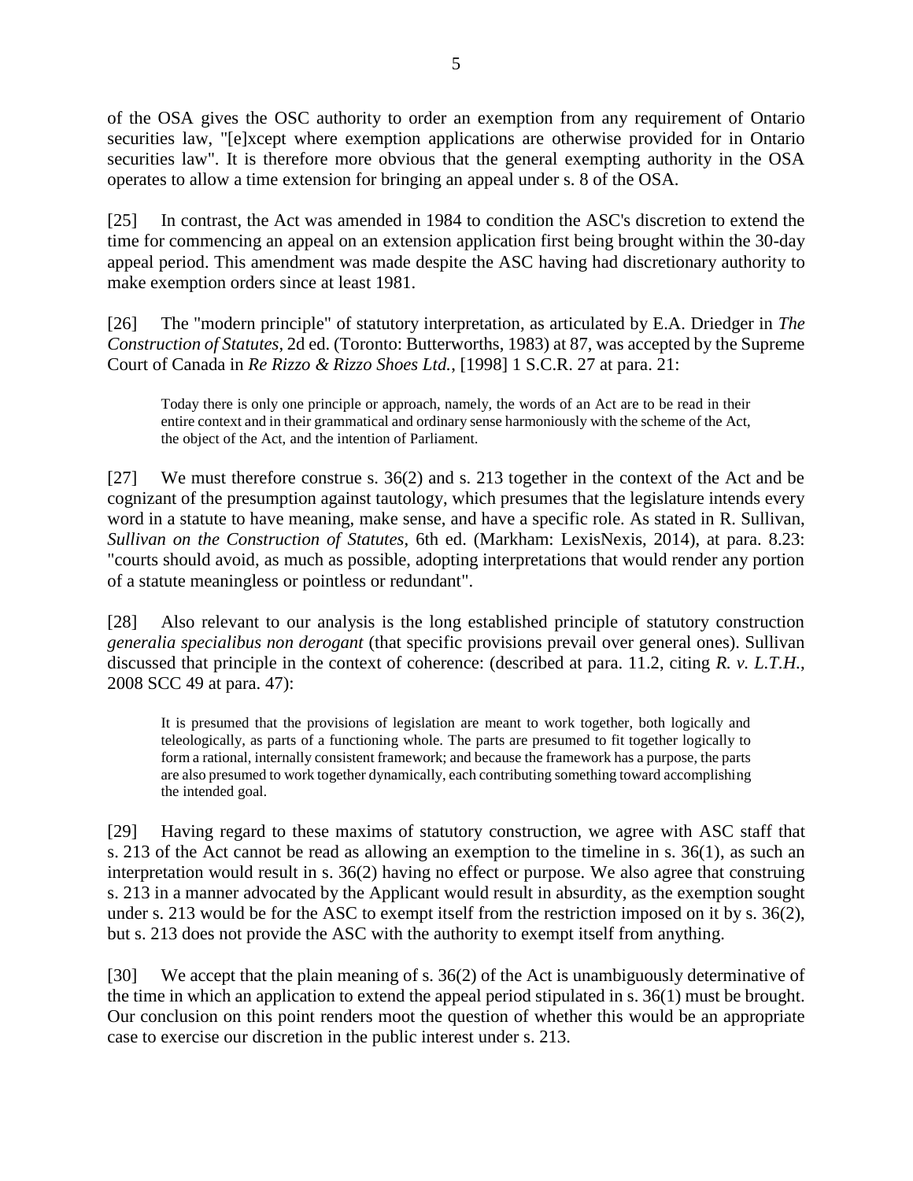of the OSA gives the OSC authority to order an exemption from any requirement of Ontario securities law, "[e]xcept where exemption applications are otherwise provided for in Ontario securities law". It is therefore more obvious that the general exempting authority in the OSA operates to allow a time extension for bringing an appeal under s. 8 of the OSA.

[25] In contrast, the Act was amended in 1984 to condition the ASC's discretion to extend the time for commencing an appeal on an extension application first being brought within the 30-day appeal period. This amendment was made despite the ASC having had discretionary authority to make exemption orders since at least 1981.

[26] The "modern principle" of statutory interpretation, as articulated by E.A. Driedger in *The Construction of Statutes*, 2d ed. (Toronto: Butterworths, 1983) at 87, was accepted by the Supreme Court of Canada in *Re Rizzo & Rizzo Shoes Ltd.*, [1998] 1 S.C.R. 27 at para. 21:

> Today there is only one principle or approach, namely, the words of an Act are to be read in their entire context and in their grammatical and ordinary sense harmoniously with the scheme of the Act, the object of the Act, and the intention of Parliament.

[27] We must therefore construe s. 36(2) and s. 213 together in the context of the Act and be cognizant of the presumption against tautology, which presumes that the legislature intends every word in a statute to have meaning, make sense, and have a specific role. As stated in R. Sullivan, *Sullivan on the Construction of Statutes*, 6th ed. (Markham: LexisNexis, 2014), at para. 8.23: "courts should avoid, as much as possible, adopting interpretations that would render any portion of a statute meaningless or pointless or redundant".

[28] Also relevant to our analysis is the long established principle of statutory construction *generalia specialibus non derogant* (that specific provisions prevail over general ones). Sullivan discussed that principle in the context of coherence: (described at para. 11.2, citing *R. v. L.T.H.*, 2008 SCC 49 at para. 47):

> It is presumed that the provisions of legislation are meant to work together, both logically and teleologically, as parts of a functioning whole. The parts are presumed to fit together logically to form a rational, internally consistent framework; and because the framework has a purpose, the parts are also presumed to work together dynamically, each contributing something toward accomplishing the intended goal.

[29] Having regard to these maxims of statutory construction, we agree with ASC staff that s. 213 of the Act cannot be read as allowing an exemption to the timeline in s. 36(1), as such an interpretation would result in s. 36(2) having no effect or purpose. We also agree that construing s. 213 in a manner advocated by the Applicant would result in absurdity, as the exemption sought under s. 213 would be for the ASC to exempt itself from the restriction imposed on it by s. 36(2), but s. 213 does not provide the ASC with the authority to exempt itself from anything.

[30] We accept that the plain meaning of s. 36(2) of the Act is unambiguously determinative of the time in which an application to extend the appeal period stipulated in s. 36(1) must be brought. Our conclusion on this point renders moot the question of whether this would be an appropriate case to exercise our discretion in the public interest under s. 213.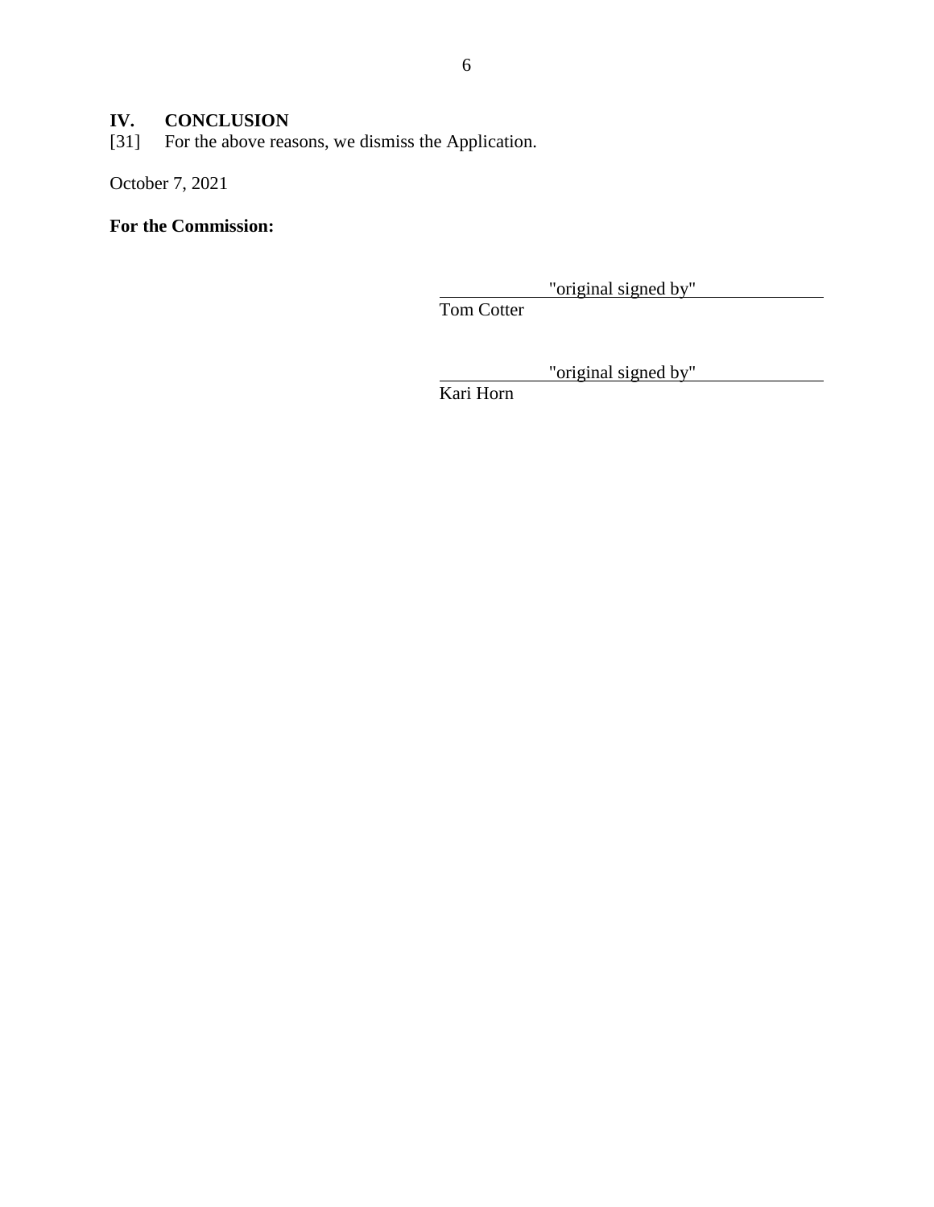## IV. CONCLUSION

[31] For the above reasons, we dismiss the Application.

October 7, 2021

**For the Commission:**

"original signed by"
Tom Cotter

"original signed by"
Kari Horn